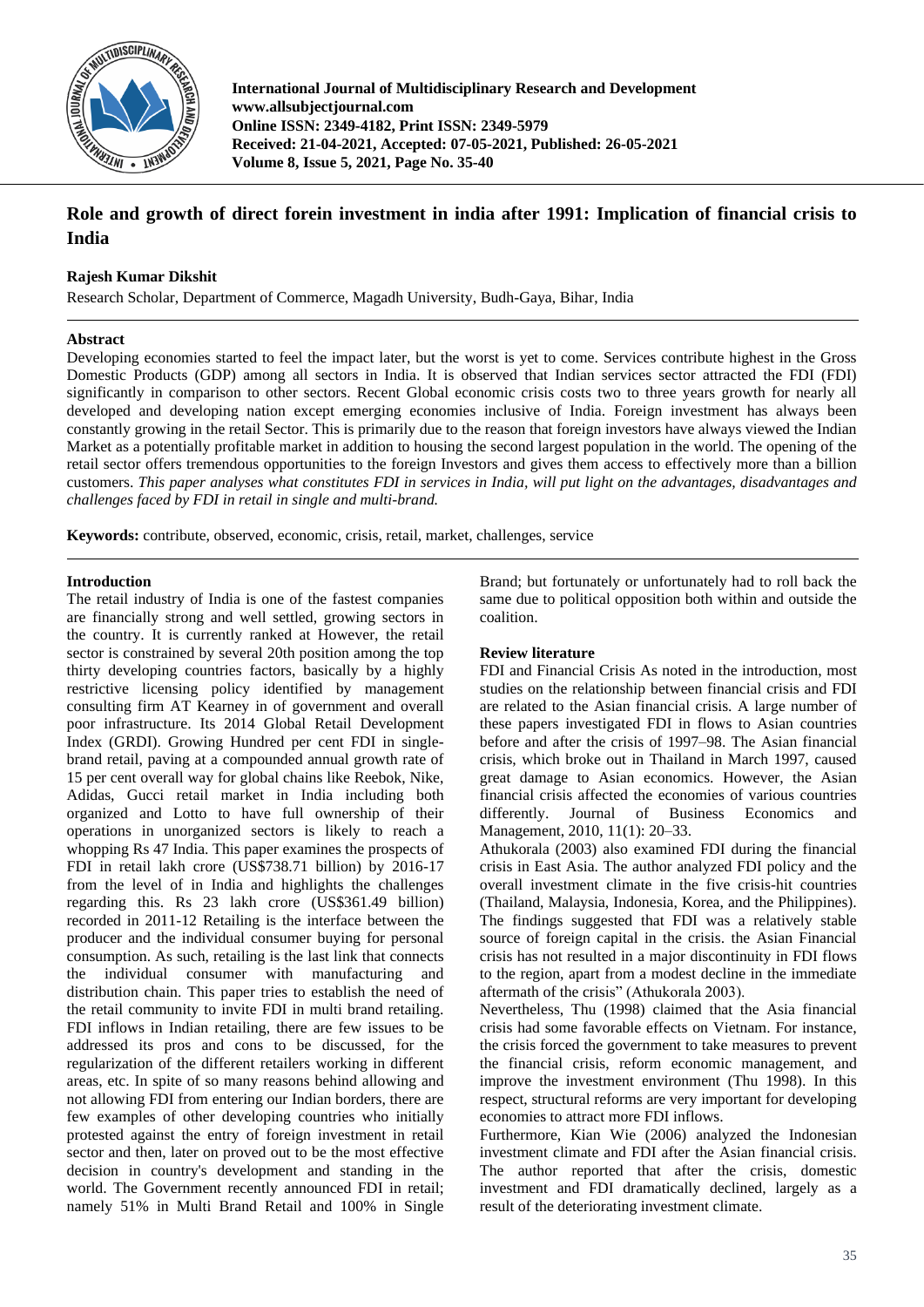**International Journal of Multidisciplinary Research and Development**
**www.allsubjectjournal.com**
**Online ISSN: 2349-4182, Print ISSN: 2349-5979**
**Received: 21-04-2021, Accepted: 07-05-2021, Published: 26-05-2021**
**Volume 8, Issue 5, 2021, Page No. 35-40**

# Role and growth of direct forein investment in india after 1991: Implication of financial crisis to India

**Rajesh Kumar Dikshit**

Research Scholar, Department of Commerce, Magadh University, Budh-Gaya, Bihar, India

## Abstract

Developing economies started to feel the impact later, but the worst is yet to come. Services contribute highest in the Gross Domestic Products (GDP) among all sectors in India. It is observed that Indian services sector attracted the FDI (FDI) significantly in comparison to other sectors. Recent Global economic crisis costs two to three years growth for nearly all developed and developing nation except emerging economies inclusive of India. Foreign investment has always been constantly growing in the retail Sector. This is primarily due to the reason that foreign investors have always viewed the Indian Market as a potentially profitable market in addition to housing the second largest population in the world. The opening of the retail sector offers tremendous opportunities to the foreign Investors and gives them access to effectively more than a billion customers. *This paper analyses what constitutes FDI in services in India, will put light on the advantages, disadvantages and challenges faced by FDI in retail in single and multi-brand.*

**Keywords:** contribute, observed, economic, crisis, retail, market, challenges, service

## Introduction

The retail industry of India is one of the fastest companies are financially strong and well settled, growing sectors in the country. It is currently ranked at However, the retail sector is constrained by several 20th position among the top thirty developing countries factors, basically by a highly restrictive licensing policy identified by management consulting firm AT Kearney in of government and overall poor infrastructure. Its 2014 Global Retail Development Index (GRDI). Growing Hundred per cent FDI in single-brand retail, paving at a compounded annual growth rate of 15 per cent overall way for global chains like Reebok, Nike, Adidas, Gucci retail market in India including both organized and Lotto to have full ownership of their operations in unorganized sectors is likely to reach a whopping Rs 47 India. This paper examines the prospects of FDI in retail lakh crore (US$738.71 billion) by 2016-17 from the level of in India and highlights the challenges regarding this. Rs 23 lakh crore (US$361.49 billion) recorded in 2011-12 Retailing is the interface between the producer and the individual consumer buying for personal consumption. As such, retailing is the last link that connects the individual consumer with manufacturing and distribution chain. This paper tries to establish the need of the retail community to invite FDI in multi brand retailing. FDI inflows in Indian retailing, there are few issues to be addressed its pros and cons to be discussed, for the regularization of the different retailers working in different areas, etc. In spite of so many reasons behind allowing and not allowing FDI from entering our Indian borders, there are few examples of other developing countries who initially protested against the entry of foreign investment in retail sector and then, later on proved out to be the most effective decision in country's development and standing in the world. The Government recently announced FDI in retail; namely 51% in Multi Brand Retail and 100% in Single Brand; but fortunately or unfortunately had to roll back the same due to political opposition both within and outside the coalition.

## Review literature

FDI and Financial Crisis As noted in the introduction, most studies on the relationship between financial crisis and FDI are related to the Asian financial crisis. A large number of these papers investigated FDI in flows to Asian countries before and after the crisis of 1997–98. The Asian financial crisis, which broke out in Thailand in March 1997, caused great damage to Asian economics. However, the Asian financial crisis affected the economies of various countries differently. Journal of Business Economics and Management, 2010, 11(1): 20–33.

Athukorala (2003) also examined FDI during the financial crisis in East Asia. The author analyzed FDI policy and the overall investment climate in the five crisis-hit countries (Thailand, Malaysia, Indonesia, Korea, and the Philippines). The findings suggested that FDI was a relatively stable source of foreign capital in the crisis. the Asian Financial crisis has not resulted in a major discontinuity in FDI flows to the region, apart from a modest decline in the immediate aftermath of the crisis" (Athukorala 2003).

Nevertheless, Thu (1998) claimed that the Asia financial crisis had some favorable effects on Vietnam. For instance, the crisis forced the government to take measures to prevent the financial crisis, reform economic management, and improve the investment environment (Thu 1998). In this respect, structural reforms are very important for developing economies to attract more FDI inflows.

Furthermore, Kian Wie (2006) analyzed the Indonesian investment climate and FDI after the Asian financial crisis. The author reported that after the crisis, domestic investment and FDI dramatically declined, largely as a result of the deteriorating investment climate.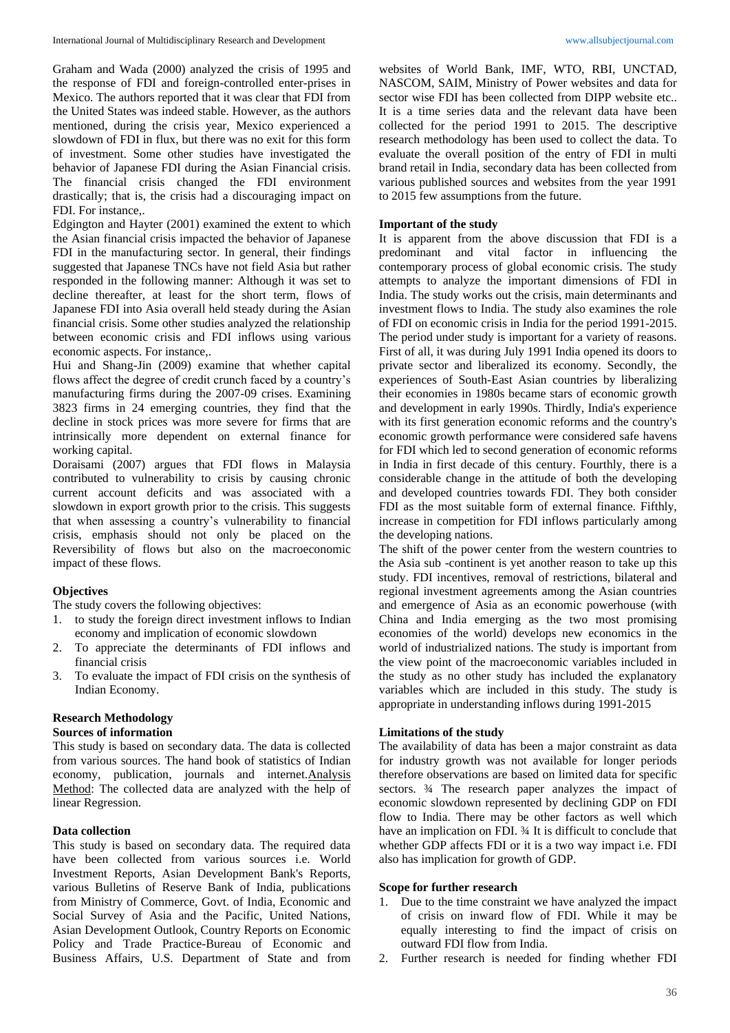Graham and Wada (2000) analyzed the crisis of 1995 and the response of FDI and foreign-controlled enter-prises in Mexico. The authors reported that it was clear that FDI from the United States was indeed stable. However, as the authors mentioned, during the crisis year, Mexico experienced a slowdown of FDI in flux, but there was no exit for this form of investment. Some other studies have investigated the behavior of Japanese FDI during the Asian Financial crisis. The financial crisis changed the FDI environment drastically; that is, the crisis had a discouraging impact on FDI. For instance,.

Edgington and Hayter (2001) examined the extent to which the Asian financial crisis impacted the behavior of Japanese FDI in the manufacturing sector. In general, their findings suggested that Japanese TNCs have not field Asia but rather responded in the following manner: Although it was set to decline thereafter, at least for the short term, flows of Japanese FDI into Asia overall held steady during the Asian financial crisis. Some other studies analyzed the relationship between economic crisis and FDI inflows using various economic aspects. For instance,.

Hui and Shang-Jin (2009) examine that whether capital flows affect the degree of credit crunch faced by a country's manufacturing firms during the 2007-09 crises. Examining 3823 firms in 24 emerging countries, they find that the decline in stock prices was more severe for firms that are intrinsically more dependent on external finance for working capital.

Doraisami (2007) argues that FDI flows in Malaysia contributed to vulnerability to crisis by causing chronic current account deficits and was associated with a slowdown in export growth prior to the crisis. This suggests that when assessing a country's vulnerability to financial crisis, emphasis should not only be placed on the Reversibility of flows but also on the macroeconomic impact of these flows.

### Objectives

The study covers the following objectives:

1. to study the foreign direct investment inflows to Indian economy and implication of economic slowdown
2. To appreciate the determinants of FDI inflows and financial crisis
3. To evaluate the impact of FDI crisis on the synthesis of Indian Economy.

### Research Methodology

#### Sources of information

This study is based on secondary data. The data is collected from various sources. The hand book of statistics of Indian economy, publication, journals and internet.Analysis Method: The collected data are analyzed with the help of linear Regression.

#### Data collection

This study is based on secondary data. The required data have been collected from various sources i.e. World Investment Reports, Asian Development Bank's Reports, various Bulletins of Reserve Bank of India, publications from Ministry of Commerce, Govt. of India, Economic and Social Survey of Asia and the Pacific, United Nations, Asian Development Outlook, Country Reports on Economic Policy and Trade Practice-Bureau of Economic and Business Affairs, U.S. Department of State and from websites of World Bank, IMF, WTO, RBI, UNCTAD, NASCOM, SAIM, Ministry of Power websites and data for sector wise FDI has been collected from DIPP website etc.. It is a time series data and the relevant data have been collected for the period 1991 to 2015. The descriptive research methodology has been used to collect the data. To evaluate the overall position of the entry of FDI in multi brand retail in India, secondary data has been collected from various published sources and websites from the year 1991 to 2015 few assumptions from the future.

#### Important of the study

It is apparent from the above discussion that FDI is a predominant and vital factor in influencing the contemporary process of global economic crisis. The study attempts to analyze the important dimensions of FDI in India. The study works out the crisis, main determinants and investment flows to India. The study also examines the role of FDI on economic crisis in India for the period 1991-2015. The period under study is important for a variety of reasons. First of all, it was during July 1991 India opened its doors to private sector and liberalized its economy. Secondly, the experiences of South-East Asian countries by liberalizing their economies in 1980s became stars of economic growth and development in early 1990s. Thirdly, India's experience with its first generation economic reforms and the country's economic growth performance were considered safe havens for FDI which led to second generation of economic reforms in India in first decade of this century. Fourthly, there is a considerable change in the attitude of both the developing and developed countries towards FDI. They both consider FDI as the most suitable form of external finance. Fifthly, increase in competition for FDI inflows particularly among the developing nations.

The shift of the power center from the western countries to the Asia sub -continent is yet another reason to take up this study. FDI incentives, removal of restrictions, bilateral and regional investment agreements among the Asian countries and emergence of Asia as an economic powerhouse (with China and India emerging as the two most promising economies of the world) develops new economics in the world of industrialized nations. The study is important from the view point of the macroeconomic variables included in the study as no other study has included the explanatory variables which are included in this study. The study is appropriate in understanding inflows during 1991-2015

#### Limitations of the study

The availability of data has been a major constraint as data for industry growth was not available for longer periods therefore observations are based on limited data for specific sectors. ¾ The research paper analyzes the impact of economic slowdown represented by declining GDP on FDI flow to India. There may be other factors as well which have an implication on FDI. ¾ It is difficult to conclude that whether GDP affects FDI or it is a two way impact i.e. FDI also has implication for growth of GDP.

#### Scope for further research

1. Due to the time constraint we have analyzed the impact of crisis on inward flow of FDI. While it may be equally interesting to find the impact of crisis on outward FDI flow from India.
2. Further research is needed for finding whether FDI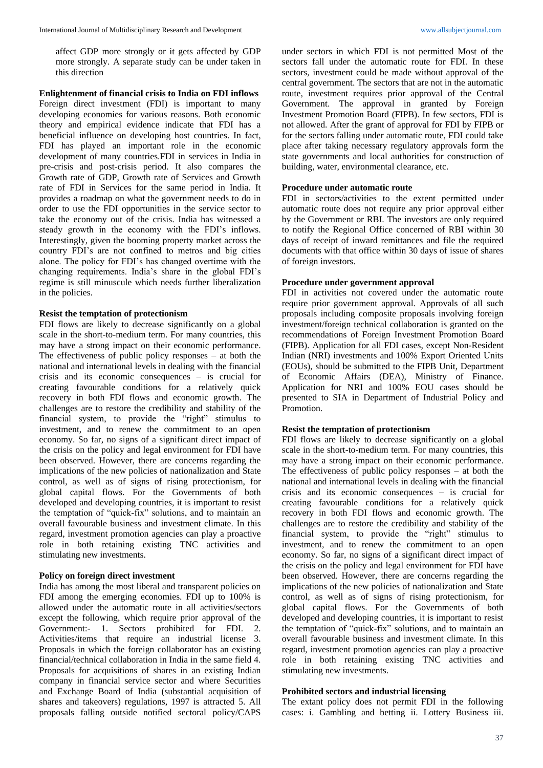affect GDP more strongly or it gets affected by GDP more strongly. A separate study can be under taken in this direction

**Enlightenment of financial crisis to India on FDI inflows**

Foreign direct investment (FDI) is important to many developing economies for various reasons. Both economic theory and empirical evidence indicate that FDI has a beneficial influence on developing host countries. In fact, FDI has played an important role in the economic development of many countries.FDI in services in India in pre-crisis and post-crisis period. It also compares the Growth rate of GDP, Growth rate of Services and Growth rate of FDI in Services for the same period in India. It provides a roadmap on what the government needs to do in order to use the FDI opportunities in the service sector to take the economy out of the crisis. India has witnessed a steady growth in the economy with the FDI's inflows. Interestingly, given the booming property market across the country FDI's are not confined to metros and big cities alone. The policy for FDI's has changed overtime with the changing requirements. India's share in the global FDI's regime is still minuscule which needs further liberalization in the policies.

**Resist the temptation of protectionism**

FDI flows are likely to decrease significantly on a global scale in the short-to-medium term. For many countries, this may have a strong impact on their economic performance. The effectiveness of public policy responses – at both the national and international levels in dealing with the financial crisis and its economic consequences – is crucial for creating favourable conditions for a relatively quick recovery in both FDI flows and economic growth. The challenges are to restore the credibility and stability of the financial system, to provide the "right" stimulus to investment, and to renew the commitment to an open economy. So far, no signs of a significant direct impact of the crisis on the policy and legal environment for FDI have been observed. However, there are concerns regarding the implications of the new policies of nationalization and State control, as well as of signs of rising protectionism, for global capital flows. For the Governments of both developed and developing countries, it is important to resist the temptation of "quick-fix" solutions, and to maintain an overall favourable business and investment climate. In this regard, investment promotion agencies can play a proactive role in both retaining existing TNC activities and stimulating new investments.

**Policy on foreign direct investment**

India has among the most liberal and transparent policies on FDI among the emerging economies. FDI up to 100% is allowed under the automatic route in all activities/sectors except the following, which require prior approval of the Government:- 1. Sectors prohibited for FDI. 2. Activities/items that require an industrial license 3. Proposals in which the foreign collaborator has an existing financial/technical collaboration in India in the same field 4. Proposals for acquisitions of shares in an existing Indian company in financial service sector and where Securities and Exchange Board of India (substantial acquisition of shares and takeovers) regulations, 1997 is attracted 5. All proposals falling outside notified sectoral policy/CAPS under sectors in which FDI is not permitted Most of the sectors fall under the automatic route for FDI. In these sectors, investment could be made without approval of the central government. The sectors that are not in the automatic route, investment requires prior approval of the Central Government. The approval in granted by Foreign Investment Promotion Board (FIPB). In few sectors, FDI is not allowed. After the grant of approval for FDI by FIPB or for the sectors falling under automatic route, FDI could take place after taking necessary regulatory approvals form the state governments and local authorities for construction of building, water, environmental clearance, etc.

**Procedure under automatic route**

FDI in sectors/activities to the extent permitted under automatic route does not require any prior approval either by the Government or RBI. The investors are only required to notify the Regional Office concerned of RBI within 30 days of receipt of inward remittances and file the required documents with that office within 30 days of issue of shares of foreign investors.

**Procedure under government approval**

FDI in activities not covered under the automatic route require prior government approval. Approvals of all such proposals including composite proposals involving foreign investment/foreign technical collaboration is granted on the recommendations of Foreign Investment Promotion Board (FIPB). Application for all FDI cases, except Non-Resident Indian (NRI) investments and 100% Export Oriented Units (EOUs), should be submitted to the FIPB Unit, Department of Economic Affairs (DEA), Ministry of Finance. Application for NRI and 100% EOU cases should be presented to SIA in Department of Industrial Policy and Promotion.

**Resist the temptation of protectionism**

FDI flows are likely to decrease significantly on a global scale in the short-to-medium term. For many countries, this may have a strong impact on their economic performance. The effectiveness of public policy responses – at both the national and international levels in dealing with the financial crisis and its economic consequences – is crucial for creating favourable conditions for a relatively quick recovery in both FDI flows and economic growth. The challenges are to restore the credibility and stability of the financial system, to provide the "right" stimulus to investment, and to renew the commitment to an open economy. So far, no signs of a significant direct impact of the crisis on the policy and legal environment for FDI have been observed. However, there are concerns regarding the implications of the new policies of nationalization and State control, as well as of signs of rising protectionism, for global capital flows. For the Governments of both developed and developing countries, it is important to resist the temptation of "quick-fix" solutions, and to maintain an overall favourable business and investment climate. In this regard, investment promotion agencies can play a proactive role in both retaining existing TNC activities and stimulating new investments.

**Prohibited sectors and industrial licensing**

The extant policy does not permit FDI in the following cases: i. Gambling and betting ii. Lottery Business iii.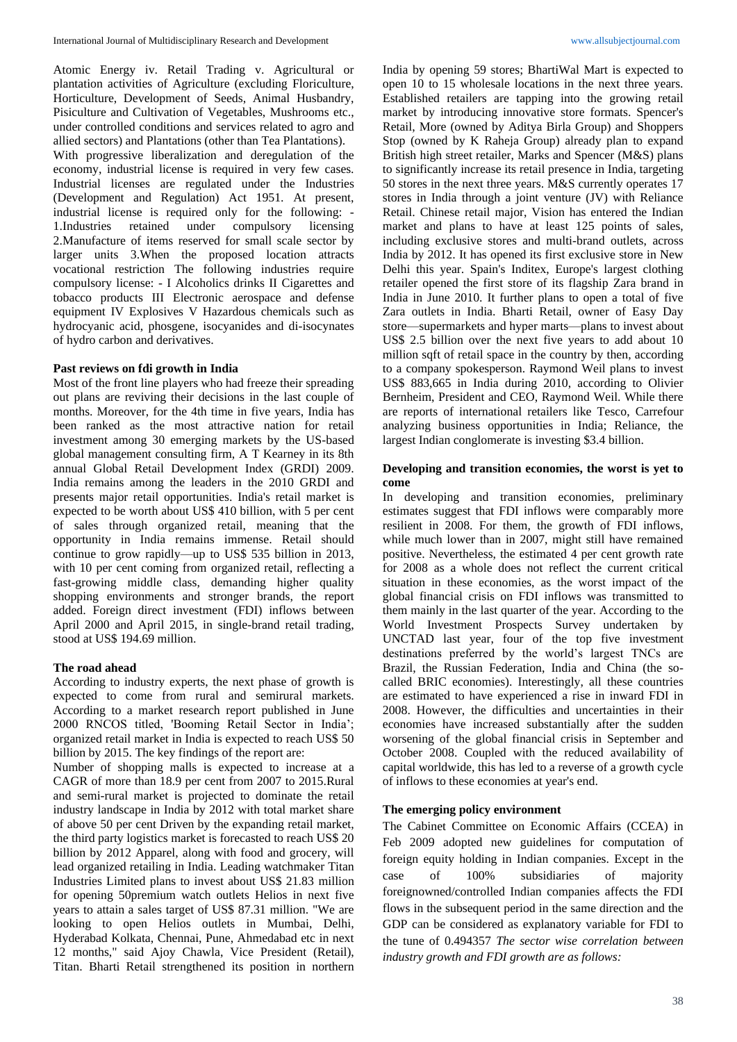Atomic Energy iv. Retail Trading v. Agricultural or plantation activities of Agriculture (excluding Floriculture, Horticulture, Development of Seeds, Animal Husbandry, Pisiculture and Cultivation of Vegetables, Mushrooms etc., under controlled conditions and services related to agro and allied sectors) and Plantations (other than Tea Plantations).

With progressive liberalization and deregulation of the economy, industrial license is required in very few cases. Industrial licenses are regulated under the Industries (Development and Regulation) Act 1951. At present, industrial license is required only for the following: - 1.Industries retained under compulsory licensing 2.Manufacture of items reserved for small scale sector by larger units 3.When the proposed location attracts vocational restriction The following industries require compulsory license: - I Alcoholics drinks II Cigarettes and tobacco products III Electronic aerospace and defense equipment IV Explosives V Hazardous chemicals such as hydrocyanic acid, phosgene, isocyanides and di-isocynates of hydro carbon and derivatives.

**Past reviews on fdi growth in India**

Most of the front line players who had freeze their spreading out plans are reviving their decisions in the last couple of months. Moreover, for the 4th time in five years, India has been ranked as the most attractive nation for retail investment among 30 emerging markets by the US-based global management consulting firm, A T Kearney in its 8th annual Global Retail Development Index (GRDI) 2009. India remains among the leaders in the 2010 GRDI and presents major retail opportunities. India's retail market is expected to be worth about US$ 410 billion, with 5 per cent of sales through organized retail, meaning that the opportunity in India remains immense. Retail should continue to grow rapidly—up to US$ 535 billion in 2013, with 10 per cent coming from organized retail, reflecting a fast-growing middle class, demanding higher quality shopping environments and stronger brands, the report added. Foreign direct investment (FDI) inflows between April 2000 and April 2015, in single-brand retail trading, stood at US$ 194.69 million.

**The road ahead**

According to industry experts, the next phase of growth is expected to come from rural and semirural markets. According to a market research report published in June 2000 RNCOS titled, 'Booming Retail Sector in India'; organized retail market in India is expected to reach US$ 50 billion by 2015. The key findings of the report are:

Number of shopping malls is expected to increase at a CAGR of more than 18.9 per cent from 2007 to 2015.Rural and semi-rural market is projected to dominate the retail industry landscape in India by 2012 with total market share of above 50 per cent Driven by the expanding retail market, the third party logistics market is forecasted to reach US$ 20 billion by 2012 Apparel, along with food and grocery, will lead organized retailing in India. Leading watchmaker Titan Industries Limited plans to invest about US$ 21.83 million for opening 50premium watch outlets Helios in next five years to attain a sales target of US$ 87.31 million. "We are looking to open Helios outlets in Mumbai, Delhi, Hyderabad Kolkata, Chennai, Pune, Ahmedabad etc in next 12 months," said Ajoy Chawla, Vice President (Retail), Titan. Bharti Retail strengthened its position in northern India by opening 59 stores; BhartiWal Mart is expected to open 10 to 15 wholesale locations in the next three years. Established retailers are tapping into the growing retail market by introducing innovative store formats. Spencer's Retail, More (owned by Aditya Birla Group) and Shoppers Stop (owned by K Raheja Group) already plan to expand British high street retailer, Marks and Spencer (M&S) plans to significantly increase its retail presence in India, targeting 50 stores in the next three years. M&S currently operates 17 stores in India through a joint venture (JV) with Reliance Retail. Chinese retail major, Vision has entered the Indian market and plans to have at least 125 points of sales, including exclusive stores and multi-brand outlets, across India by 2012. It has opened its first exclusive store in New Delhi this year. Spain's Inditex, Europe's largest clothing retailer opened the first store of its flagship Zara brand in India in June 2010. It further plans to open a total of five Zara outlets in India. Bharti Retail, owner of Easy Day store—supermarkets and hyper marts—plans to invest about US$ 2.5 billion over the next five years to add about 10 million sqft of retail space in the country by then, according to a company spokesperson. Raymond Weil plans to invest US$ 883,665 in India during 2010, according to Olivier Bernheim, President and CEO, Raymond Weil. While there are reports of international retailers like Tesco, Carrefour analyzing business opportunities in India; Reliance, the largest Indian conglomerate is investing $3.4 billion.

**Developing and transition economies, the worst is yet to come**

In developing and transition economies, preliminary estimates suggest that FDI inflows were comparably more resilient in 2008. For them, the growth of FDI inflows, while much lower than in 2007, might still have remained positive. Nevertheless, the estimated 4 per cent growth rate for 2008 as a whole does not reflect the current critical situation in these economies, as the worst impact of the global financial crisis on FDI inflows was transmitted to them mainly in the last quarter of the year. According to the World Investment Prospects Survey undertaken by UNCTAD last year, four of the top five investment destinations preferred by the world's largest TNCs are Brazil, the Russian Federation, India and China (the so-called BRIC economies). Interestingly, all these countries are estimated to have experienced a rise in inward FDI in 2008. However, the difficulties and uncertainties in their economies have increased substantially after the sudden worsening of the global financial crisis in September and October 2008. Coupled with the reduced availability of capital worldwide, this has led to a reverse of a growth cycle of inflows to these economies at year's end.

**The emerging policy environment**

The Cabinet Committee on Economic Affairs (CCEA) in Feb 2009 adopted new guidelines for computation of foreign equity holding in Indian companies. Except in the case of 100% subsidiaries of majority foreignowned/controlled Indian companies affects the FDI flows in the subsequent period in the same direction and the GDP can be considered as explanatory variable for FDI to the tune of 0.494357 *The sector wise correlation between industry growth and FDI growth are as follows:*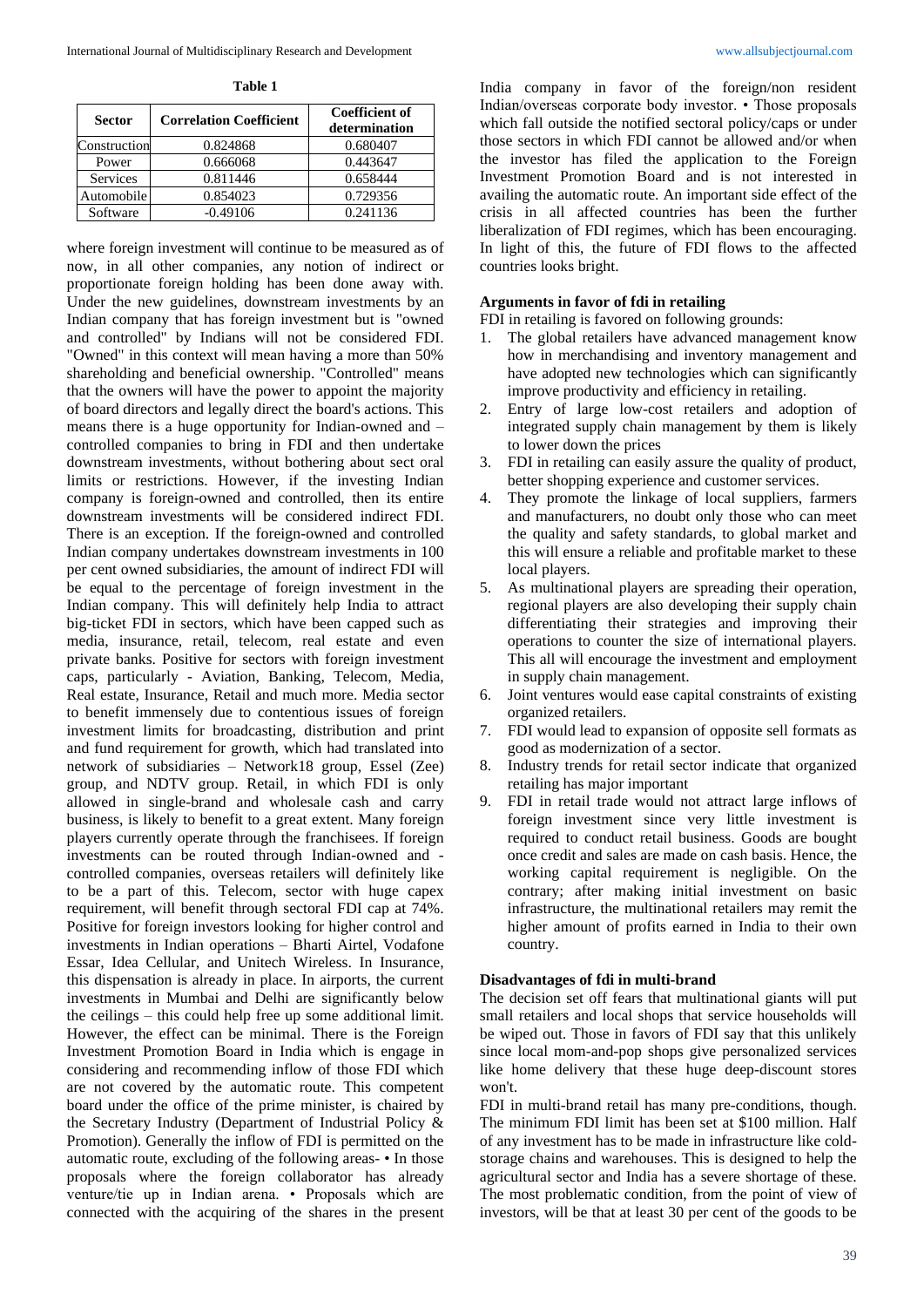**Table 1**

| Sector | Correlation Coefficient | Coefficient of determination |
|---|---|---|
| Construction | 0.824868 | 0.680407 |
| Power | 0.666068 | 0.443647 |
| Services | 0.811446 | 0.658444 |
| Automobile | 0.854023 | 0.729356 |
| Software | -0.49106 | 0.241136 |

where foreign investment will continue to be measured as of now, in all other companies, any notion of indirect or proportionate foreign holding has been done away with. Under the new guidelines, downstream investments by an Indian company that has foreign investment but is "owned and controlled" by Indians will not be considered FDI. "Owned" in this context will mean having a more than 50% shareholding and beneficial ownership. "Controlled" means that the owners will have the power to appoint the majority of board directors and legally direct the board's actions. This means there is a huge opportunity for Indian-owned and –controlled companies to bring in FDI and then undertake downstream investments, without bothering about sect oral limits or restrictions. However, if the investing Indian company is foreign-owned and controlled, then its entire downstream investments will be considered indirect FDI. There is an exception. If the foreign-owned and controlled Indian company undertakes downstream investments in 100 per cent owned subsidiaries, the amount of indirect FDI will be equal to the percentage of foreign investment in the Indian company. This will definitely help India to attract big-ticket FDI in sectors, which have been capped such as media, insurance, retail, telecom, real estate and even private banks. Positive for sectors with foreign investment caps, particularly - Aviation, Banking, Telecom, Media, Real estate, Insurance, Retail and much more. Media sector to benefit immensely due to contentious issues of foreign investment limits for broadcasting, distribution and print and fund requirement for growth, which had translated into network of subsidiaries – Network18 group, Essel (Zee) group, and NDTV group. Retail, in which FDI is only allowed in single-brand and wholesale cash and carry business, is likely to benefit to a great extent. Many foreign players currently operate through the franchisees. If foreign investments can be routed through Indian-owned and - controlled companies, overseas retailers will definitely like to be a part of this. Telecom, sector with huge capex requirement, will benefit through sectoral FDI cap at 74%. Positive for foreign investors looking for higher control and investments in Indian operations – Bharti Airtel, Vodafone Essar, Idea Cellular, and Unitech Wireless. In Insurance, this dispensation is already in place. In airports, the current investments in Mumbai and Delhi are significantly below the ceilings – this could help free up some additional limit. However, the effect can be minimal. There is the Foreign Investment Promotion Board in India which is engage in considering and recommending inflow of those FDI which are not covered by the automatic route. This competent board under the office of the prime minister, is chaired by the Secretary Industry (Department of Industrial Policy & Promotion). Generally the inflow of FDI is permitted on the automatic route, excluding of the following areas- • In those proposals where the foreign collaborator has already venture/tie up in Indian arena. • Proposals which are connected with the acquiring of the shares in the present India company in favor of the foreign/non resident Indian/overseas corporate body investor. • Those proposals which fall outside the notified sectoral policy/caps or under those sectors in which FDI cannot be allowed and/or when the investor has filed the application to the Foreign Investment Promotion Board and is not interested in availing the automatic route. An important side effect of the crisis in all affected countries has been the further liberalization of FDI regimes, which has been encouraging. In light of this, the future of FDI flows to the affected countries looks bright.

### Arguments in favor of fdi in retailing

FDI in retailing is favored on following grounds:

1. The global retailers have advanced management know how in merchandising and inventory management and have adopted new technologies which can significantly improve productivity and efficiency in retailing.
2. Entry of large low-cost retailers and adoption of integrated supply chain management by them is likely to lower down the prices
3. FDI in retailing can easily assure the quality of product, better shopping experience and customer services.
4. They promote the linkage of local suppliers, farmers and manufacturers, no doubt only those who can meet the quality and safety standards, to global market and this will ensure a reliable and profitable market to these local players.
5. As multinational players are spreading their operation, regional players are also developing their supply chain differentiating their strategies and improving their operations to counter the size of international players. This all will encourage the investment and employment in supply chain management.
6. Joint ventures would ease capital constraints of existing organized retailers.
7. FDI would lead to expansion of opposite sell formats as good as modernization of a sector.
8. Industry trends for retail sector indicate that organized retailing has major important
9. FDI in retail trade would not attract large inflows of foreign investment since very little investment is required to conduct retail business. Goods are bought once credit and sales are made on cash basis. Hence, the working capital requirement is negligible. On the contrary; after making initial investment on basic infrastructure, the multinational retailers may remit the higher amount of profits earned in India to their own country.

### Disadvantages of fdi in multi-brand

The decision set off fears that multinational giants will put small retailers and local shops that service households will be wiped out. Those in favors of FDI say that this unlikely since local mom-and-pop shops give personalized services like home delivery that these huge deep-discount stores won't.

FDI in multi-brand retail has many pre-conditions, though. The minimum FDI limit has been set at $100 million. Half of any investment has to be made in infrastructure like cold-storage chains and warehouses. This is designed to help the agricultural sector and India has a severe shortage of these. The most problematic condition, from the point of view of investors, will be that at least 30 per cent of the goods to be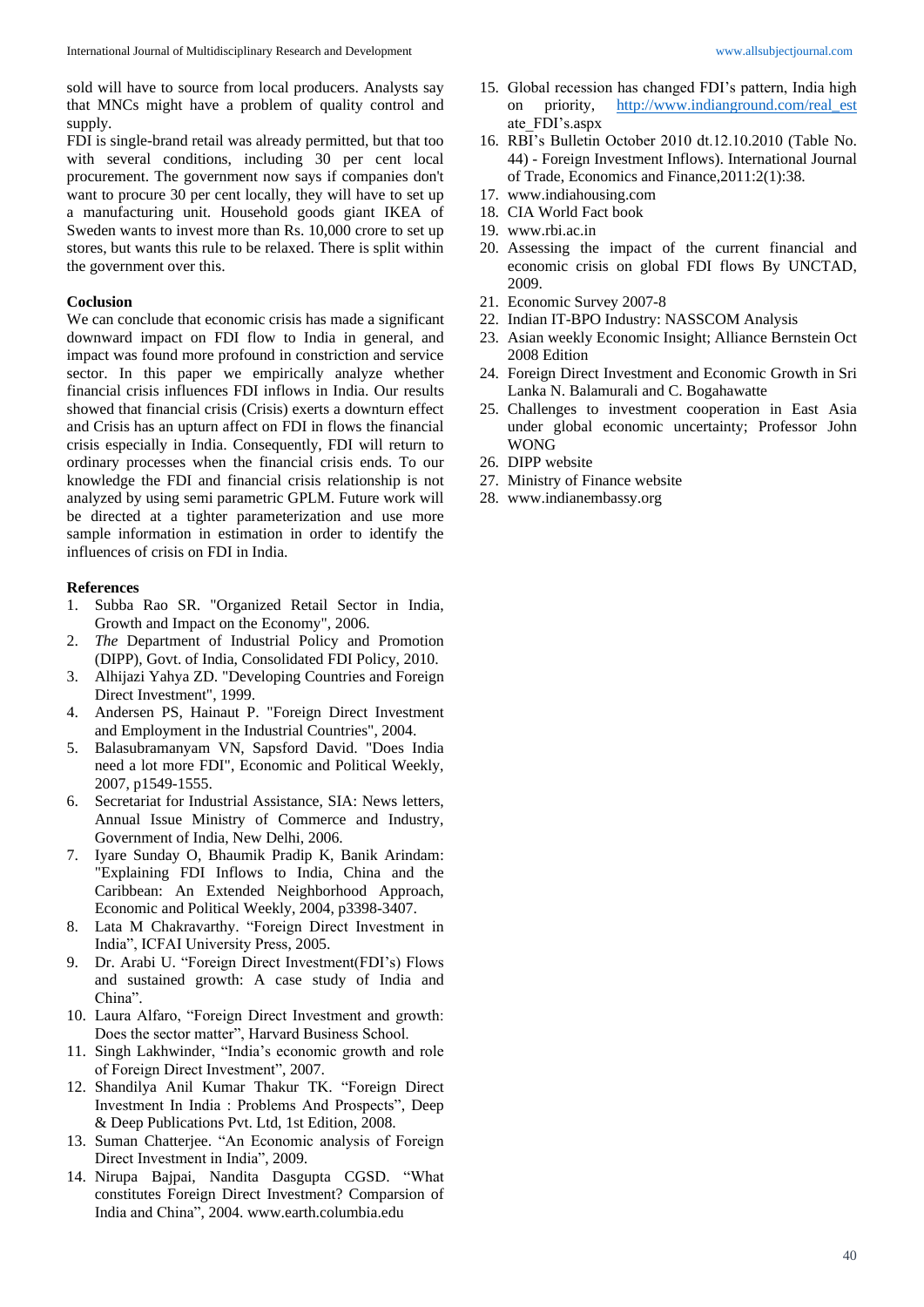sold will have to source from local producers. Analysts say that MNCs might have a problem of quality control and supply.

FDI is single-brand retail was already permitted, but that too with several conditions, including 30 per cent local procurement. The government now says if companies don't want to procure 30 per cent locally, they will have to set up a manufacturing unit. Household goods giant IKEA of Sweden wants to invest more than Rs. 10,000 crore to set up stores, but wants this rule to be relaxed. There is split within the government over this.

## Coclusion

We can conclude that economic crisis has made a significant downward impact on FDI flow to India in general, and impact was found more profound in constriction and service sector. In this paper we empirically analyze whether financial crisis influences FDI inflows in India. Our results showed that financial crisis (Crisis) exerts a downturn effect and Crisis has an upturn affect on FDI in flows the financial crisis especially in India. Consequently, FDI will return to ordinary processes when the financial crisis ends. To our knowledge the FDI and financial crisis relationship is not analyzed by using semi parametric GPLM. Future work will be directed at a tighter parameterization and use more sample information in estimation in order to identify the influences of crisis on FDI in India.

## References

1. Subba Rao SR. "Organized Retail Sector in India, Growth and Impact on the Economy", 2006.
2. *The* Department of Industrial Policy and Promotion (DIPP), Govt. of India, Consolidated FDI Policy, 2010.
3. Alhijazi Yahya ZD. "Developing Countries and Foreign Direct Investment", 1999.
4. Andersen PS, Hainaut P. "Foreign Direct Investment and Employment in the Industrial Countries", 2004.
5. Balasubramanyam VN, Sapsford David. "Does India need a lot more FDI", Economic and Political Weekly, 2007, p1549-1555.
6. Secretariat for Industrial Assistance, SIA: News letters, Annual Issue Ministry of Commerce and Industry, Government of India, New Delhi, 2006.
7. Iyare Sunday O, Bhaumik Pradip K, Banik Arindam: "Explaining FDI Inflows to India, China and the Caribbean: An Extended Neighborhood Approach, Economic and Political Weekly, 2004, p3398-3407.
8. Lata M Chakravarthy. "Foreign Direct Investment in India", ICFAI University Press, 2005.
9. Dr. Arabi U. "Foreign Direct Investment(FDI's) Flows and sustained growth: A case study of India and China".
10. Laura Alfaro, "Foreign Direct Investment and growth: Does the sector matter", Harvard Business School.
11. Singh Lakhwinder, "India's economic growth and role of Foreign Direct Investment", 2007.
12. Shandilya Anil Kumar Thakur TK. "Foreign Direct Investment In India : Problems And Prospects", Deep & Deep Publications Pvt. Ltd, 1st Edition, 2008.
13. Suman Chatterjee. "An Economic analysis of Foreign Direct Investment in India", 2009.
14. Nirupa Bajpai, Nandita Dasgupta CGSD. "What constitutes Foreign Direct Investment? Comparsion of India and China", 2004. www.earth.columbia.edu
15. Global recession has changed FDI's pattern, India high on priority, http://www.indianground.com/real_estate_FDI's.aspx
16. RBI's Bulletin October 2010 dt.12.10.2010 (Table No. 44) - Foreign Investment Inflows). International Journal of Trade, Economics and Finance,2011:2(1):38.
17. www.indiahousing.com
18. CIA World Fact book
19. www.rbi.ac.in
20. Assessing the impact of the current financial and economic crisis on global FDI flows By UNCTAD, 2009.
21. Economic Survey 2007-8
22. Indian IT-BPO Industry: NASSCOM Analysis
23. Asian weekly Economic Insight; Alliance Bernstein Oct 2008 Edition
24. Foreign Direct Investment and Economic Growth in Sri Lanka N. Balamurali and C. Bogahawatte
25. Challenges to investment cooperation in East Asia under global economic uncertainty; Professor John WONG
26. DIPP website
27. Ministry of Finance website
28. www.indianembassy.org